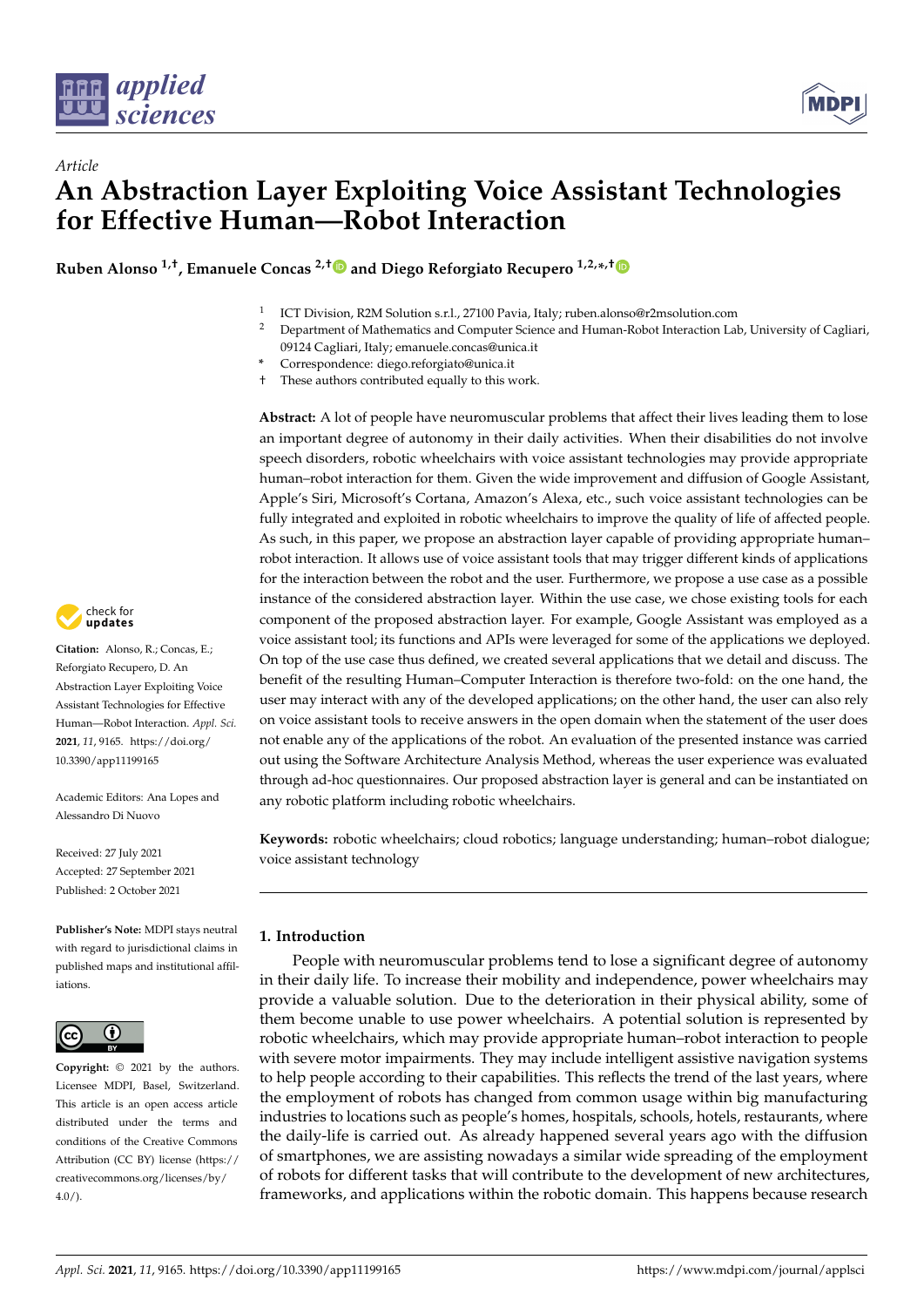*Article*

# An Abstraction Layer Exploiting Voice Assistant Technologies for Effective Human—Robot Interaction

**Ruben Alonso [1,†], Emanuele Concas [2,†] and Diego Reforgiato Recupero [1,2,*,†]**

[1] ICT Division, R2M Solution s.r.l., 27100 Pavia, Italy; ruben.alonso@r2msolution.com

[2] Department of Mathematics and Computer Science and Human-Robot Interaction Lab, University of Cagliari, 09124 Cagliari, Italy; emanuele.concas@unica.it

[*] Correspondence: diego.reforgiato@unica.it

[†] These authors contributed equally to this work.

**Abstract:** A lot of people have neuromuscular problems that affect their lives leading them to lose an important degree of autonomy in their daily activities. When their disabilities do not involve speech disorders, robotic wheelchairs with voice assistant technologies may provide appropriate human–robot interaction for them. Given the wide improvement and diffusion of Google Assistant, Apple's Siri, Microsoft's Cortana, Amazon's Alexa, etc., such voice assistant technologies can be fully integrated and exploited in robotic wheelchairs to improve the quality of life of affected people. As such, in this paper, we propose an abstraction layer capable of providing appropriate human–robot interaction. It allows use of voice assistant tools that may trigger different kinds of applications for the interaction between the robot and the user. Furthermore, we propose a use case as a possible instance of the considered abstraction layer. Within the use case, we chose existing tools for each component of the proposed abstraction layer. For example, Google Assistant was employed as a voice assistant tool; its functions and APIs were leveraged for some of the applications we deployed. On top of the use case thus defined, we created several applications that we detail and discuss. The benefit of the resulting Human–Computer Interaction is therefore two-fold: on the one hand, the user may interact with any of the developed applications; on the other hand, the user can also rely on voice assistant tools to receive answers in the open domain when the statement of the user does not enable any of the applications of the robot. An evaluation of the presented instance was carried out using the Software Architecture Analysis Method, whereas the user experience was evaluated through ad-hoc questionnaires. Our proposed abstraction layer is general and can be instantiated on any robotic platform including robotic wheelchairs.

**Keywords:** robotic wheelchairs; cloud robotics; language understanding; human–robot dialogue; voice assistant technology

**Citation:** Alonso, R.; Concas, E.; Reforgiato Recupero, D. An Abstraction Layer Exploiting Voice Assistant Technologies for Effective Human—Robot Interaction. *Appl. Sci.* **2021**, *11*, 9165. https://doi.org/10.3390/app11199165

Academic Editors: Ana Lopes and Alessandro Di Nuovo

Received: 27 July 2021
Accepted: 27 September 2021
Published: 2 October 2021

**Publisher's Note:** MDPI stays neutral with regard to jurisdictional claims in published maps and institutional affiliations.

**Copyright:** © 2021 by the authors. Licensee MDPI, Basel, Switzerland. This article is an open access article distributed under the terms and conditions of the Creative Commons Attribution (CC BY) license (https://creativecommons.org/licenses/by/4.0/).

## 1. Introduction

People with neuromuscular problems tend to lose a significant degree of autonomy in their daily life. To increase their mobility and independence, power wheelchairs may provide a valuable solution. Due to the deterioration in their physical ability, some of them become unable to use power wheelchairs. A potential solution is represented by robotic wheelchairs, which may provide appropriate human–robot interaction to people with severe motor impairments. They may include intelligent assistive navigation systems to help people according to their capabilities. This reflects the trend of the last years, where the employment of robots has changed from common usage within big manufacturing industries to locations such as people's homes, hospitals, schools, hotels, restaurants, where the daily-life is carried out. As already happened several years ago with the diffusion of smartphones, we are assisting nowadays a similar wide spreading of the employment of robots for different tasks that will contribute to the development of new architectures, frameworks, and applications within the robotic domain. This happens because research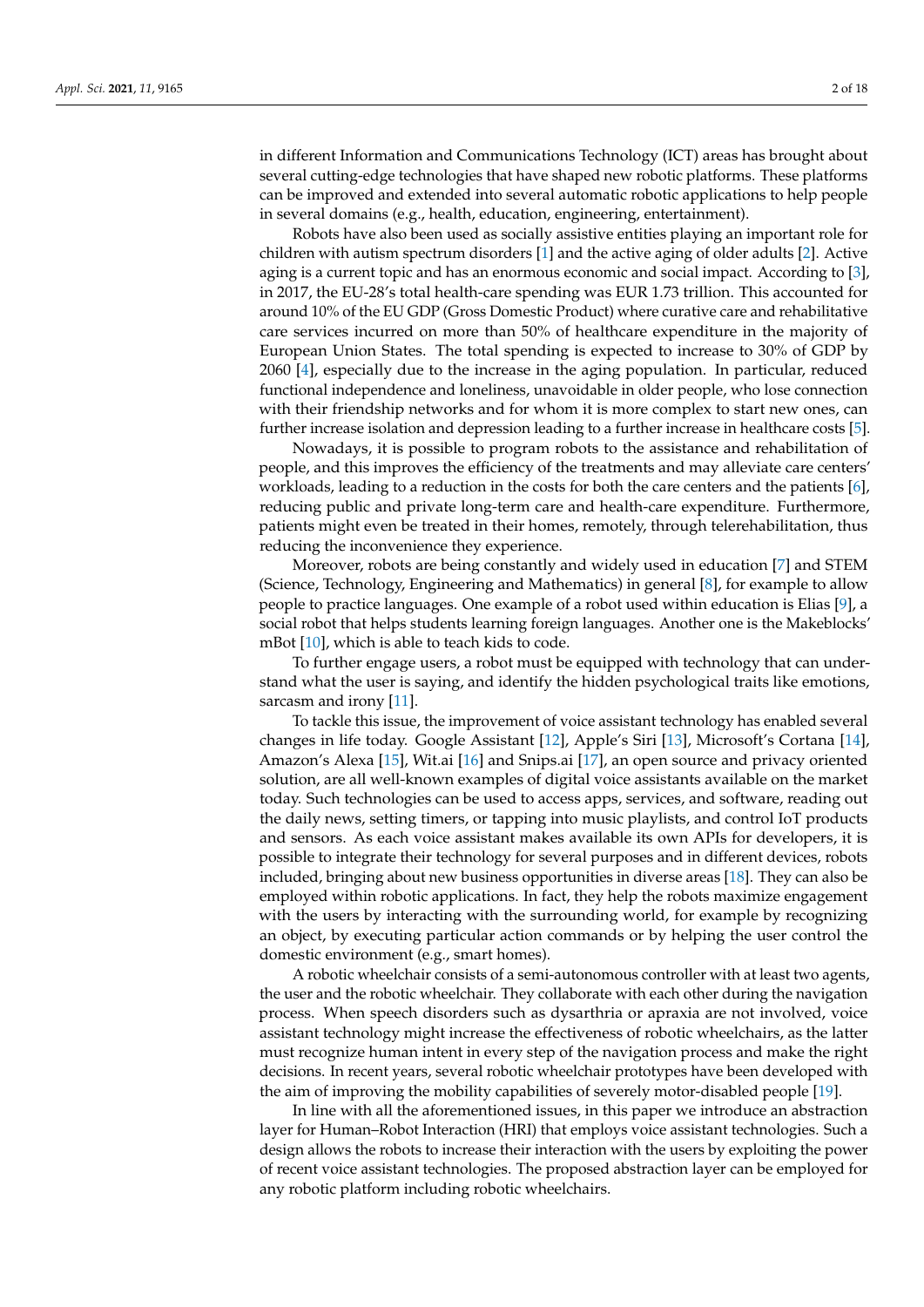in different Information and Communications Technology (ICT) areas has brought about several cutting-edge technologies that have shaped new robotic platforms. These platforms can be improved and extended into several automatic robotic applications to help people in several domains (e.g., health, education, engineering, entertainment).

Robots have also been used as socially assistive entities playing an important role for children with autism spectrum disorders [1] and the active aging of older adults [2]. Active aging is a current topic and has an enormous economic and social impact. According to [3], in 2017, the EU-28's total health-care spending was EUR 1.73 trillion. This accounted for around 10% of the EU GDP (Gross Domestic Product) where curative care and rehabilitative care services incurred on more than 50% of healthcare expenditure in the majority of European Union States. The total spending is expected to increase to 30% of GDP by 2060 [4], especially due to the increase in the aging population. In particular, reduced functional independence and loneliness, unavoidable in older people, who lose connection with their friendship networks and for whom it is more complex to start new ones, can further increase isolation and depression leading to a further increase in healthcare costs [5].

Nowadays, it is possible to program robots to the assistance and rehabilitation of people, and this improves the efficiency of the treatments and may alleviate care centers' workloads, leading to a reduction in the costs for both the care centers and the patients [6], reducing public and private long-term care and health-care expenditure. Furthermore, patients might even be treated in their homes, remotely, through telerehabilitation, thus reducing the inconvenience they experience.

Moreover, robots are being constantly and widely used in education [7] and STEM (Science, Technology, Engineering and Mathematics) in general [8], for example to allow people to practice languages. One example of a robot used within education is Elias [9], a social robot that helps students learning foreign languages. Another one is the Makeblocks' mBot [10], which is able to teach kids to code.

To further engage users, a robot must be equipped with technology that can understand what the user is saying, and identify the hidden psychological traits like emotions, sarcasm and irony [11].

To tackle this issue, the improvement of voice assistant technology has enabled several changes in life today. Google Assistant [12], Apple's Siri [13], Microsoft's Cortana [14], Amazon's Alexa [15], Wit.ai [16] and Snips.ai [17], an open source and privacy oriented solution, are all well-known examples of digital voice assistants available on the market today. Such technologies can be used to access apps, services, and software, reading out the daily news, setting timers, or tapping into music playlists, and control IoT products and sensors. As each voice assistant makes available its own APIs for developers, it is possible to integrate their technology for several purposes and in different devices, robots included, bringing about new business opportunities in diverse areas [18]. They can also be employed within robotic applications. In fact, they help the robots maximize engagement with the users by interacting with the surrounding world, for example by recognizing an object, by executing particular action commands or by helping the user control the domestic environment (e.g., smart homes).

A robotic wheelchair consists of a semi-autonomous controller with at least two agents, the user and the robotic wheelchair. They collaborate with each other during the navigation process. When speech disorders such as dysarthria or apraxia are not involved, voice assistant technology might increase the effectiveness of robotic wheelchairs, as the latter must recognize human intent in every step of the navigation process and make the right decisions. In recent years, several robotic wheelchair prototypes have been developed with the aim of improving the mobility capabilities of severely motor-disabled people [19].

In line with all the aforementioned issues, in this paper we introduce an abstraction layer for Human–Robot Interaction (HRI) that employs voice assistant technologies. Such a design allows the robots to increase their interaction with the users by exploiting the power of recent voice assistant technologies. The proposed abstraction layer can be employed for any robotic platform including robotic wheelchairs.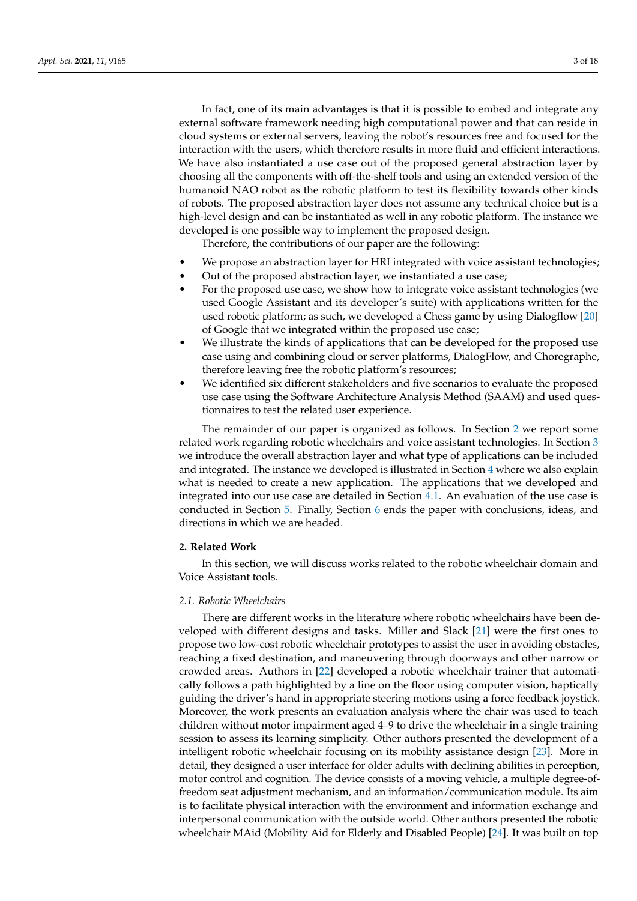In fact, one of its main advantages is that it is possible to embed and integrate any external software framework needing high computational power and that can reside in cloud systems or external servers, leaving the robot's resources free and focused for the interaction with the users, which therefore results in more fluid and efficient interactions. We have also instantiated a use case out of the proposed general abstraction layer by choosing all the components with off-the-shelf tools and using an extended version of the humanoid NAO robot as the robotic platform to test its flexibility towards other kinds of robots. The proposed abstraction layer does not assume any technical choice but is a high-level design and can be instantiated as well in any robotic platform. The instance we developed is one possible way to implement the proposed design.

Therefore, the contributions of our paper are the following:

- We propose an abstraction layer for HRI integrated with voice assistant technologies;
- Out of the proposed abstraction layer, we instantiated a use case;
- For the proposed use case, we show how to integrate voice assistant technologies (we used Google Assistant and its developer's suite) with applications written for the used robotic platform; as such, we developed a Chess game by using Dialogflow [20] of Google that we integrated within the proposed use case;
- We illustrate the kinds of applications that can be developed for the proposed use case using and combining cloud or server platforms, DialogFlow, and Choregraphe, therefore leaving free the robotic platform's resources;
- We identified six different stakeholders and five scenarios to evaluate the proposed use case using the Software Architecture Analysis Method (SAAM) and used questionnaires to test the related user experience.

The remainder of our paper is organized as follows. In Section 2 we report some related work regarding robotic wheelchairs and voice assistant technologies. In Section 3 we introduce the overall abstraction layer and what type of applications can be included and integrated. The instance we developed is illustrated in Section 4 where we also explain what is needed to create a new application. The applications that we developed and integrated into our use case are detailed in Section 4.1. An evaluation of the use case is conducted in Section 5. Finally, Section 6 ends the paper with conclusions, ideas, and directions in which we are headed.

## 2. Related Work

In this section, we will discuss works related to the robotic wheelchair domain and Voice Assistant tools.

### *2.1. Robotic Wheelchairs*

There are different works in the literature where robotic wheelchairs have been developed with different designs and tasks. Miller and Slack [21] were the first ones to propose two low-cost robotic wheelchair prototypes to assist the user in avoiding obstacles, reaching a fixed destination, and maneuvering through doorways and other narrow or crowded areas. Authors in [22] developed a robotic wheelchair trainer that automatically follows a path highlighted by a line on the floor using computer vision, haptically guiding the driver's hand in appropriate steering motions using a force feedback joystick. Moreover, the work presents an evaluation analysis where the chair was used to teach children without motor impairment aged 4–9 to drive the wheelchair in a single training session to assess its learning simplicity. Other authors presented the development of a intelligent robotic wheelchair focusing on its mobility assistance design [23]. More in detail, they designed a user interface for older adults with declining abilities in perception, motor control and cognition. The device consists of a moving vehicle, a multiple degree-of-freedom seat adjustment mechanism, and an information/communication module. Its aim is to facilitate physical interaction with the environment and information exchange and interpersonal communication with the outside world. Other authors presented the robotic wheelchair MAid (Mobility Aid for Elderly and Disabled People) [24]. It was built on top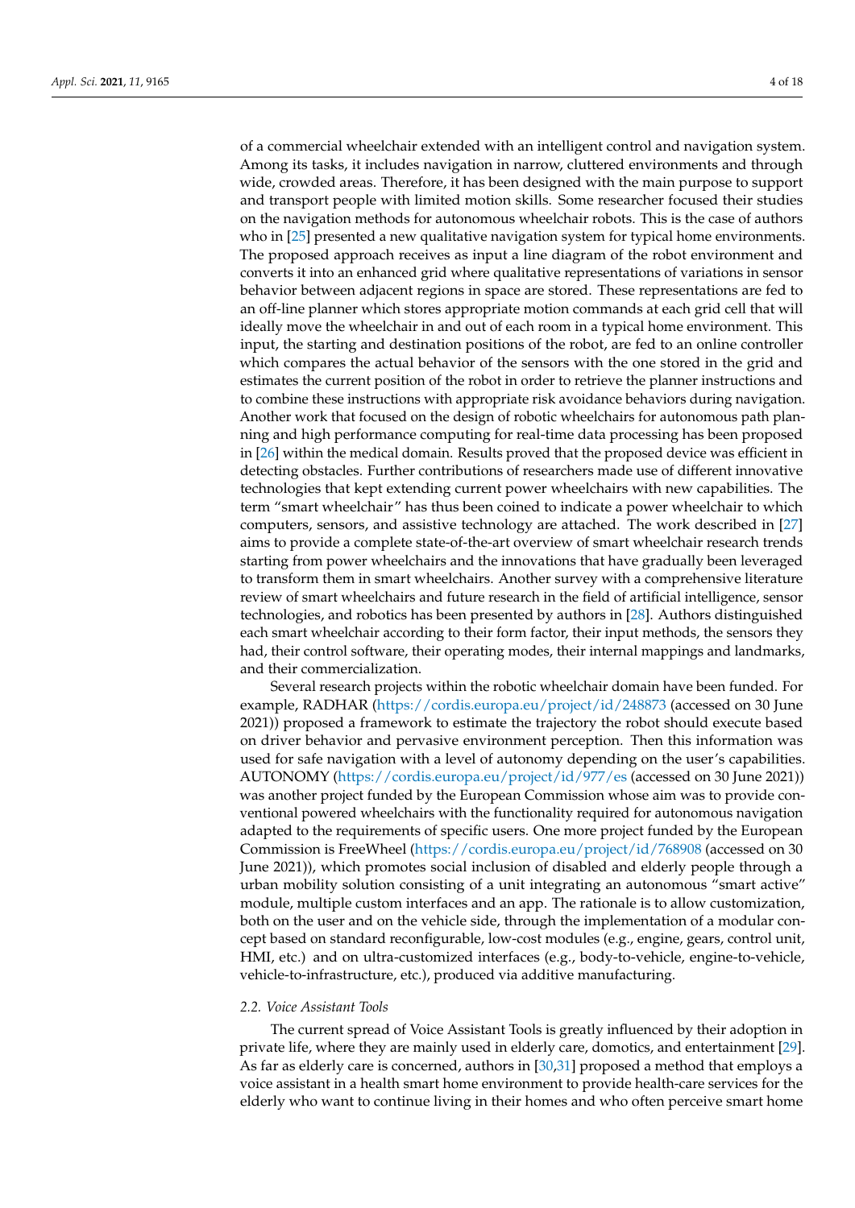of a commercial wheelchair extended with an intelligent control and navigation system. Among its tasks, it includes navigation in narrow, cluttered environments and through wide, crowded areas. Therefore, it has been designed with the main purpose to support and transport people with limited motion skills. Some researcher focused their studies on the navigation methods for autonomous wheelchair robots. This is the case of authors who in [25] presented a new qualitative navigation system for typical home environments. The proposed approach receives as input a line diagram of the robot environment and converts it into an enhanced grid where qualitative representations of variations in sensor behavior between adjacent regions in space are stored. These representations are fed to an off-line planner which stores appropriate motion commands at each grid cell that will ideally move the wheelchair in and out of each room in a typical home environment. This input, the starting and destination positions of the robot, are fed to an online controller which compares the actual behavior of the sensors with the one stored in the grid and estimates the current position of the robot in order to retrieve the planner instructions and to combine these instructions with appropriate risk avoidance behaviors during navigation. Another work that focused on the design of robotic wheelchairs for autonomous path planning and high performance computing for real-time data processing has been proposed in [26] within the medical domain. Results proved that the proposed device was efficient in detecting obstacles. Further contributions of researchers made use of different innovative technologies that kept extending current power wheelchairs with new capabilities. The term "smart wheelchair" has thus been coined to indicate a power wheelchair to which computers, sensors, and assistive technology are attached. The work described in [27] aims to provide a complete state-of-the-art overview of smart wheelchair research trends starting from power wheelchairs and the innovations that have gradually been leveraged to transform them in smart wheelchairs. Another survey with a comprehensive literature review of smart wheelchairs and future research in the field of artificial intelligence, sensor technologies, and robotics has been presented by authors in [28]. Authors distinguished each smart wheelchair according to their form factor, their input methods, the sensors they had, their control software, their operating modes, their internal mappings and landmarks, and their commercialization.

Several research projects within the robotic wheelchair domain have been funded. For example, RADHAR (https://cordis.europa.eu/project/id/248873 (accessed on 30 June 2021)) proposed a framework to estimate the trajectory the robot should execute based on driver behavior and pervasive environment perception. Then this information was used for safe navigation with a level of autonomy depending on the user's capabilities. AUTONOMY (https://cordis.europa.eu/project/id/977/es (accessed on 30 June 2021)) was another project funded by the European Commission whose aim was to provide conventional powered wheelchairs with the functionality required for autonomous navigation adapted to the requirements of specific users. One more project funded by the European Commission is FreeWheel (https://cordis.europa.eu/project/id/768908 (accessed on 30 June 2021)), which promotes social inclusion of disabled and elderly people through a urban mobility solution consisting of a unit integrating an autonomous "smart active" module, multiple custom interfaces and an app. The rationale is to allow customization, both on the user and on the vehicle side, through the implementation of a modular concept based on standard reconfigurable, low-cost modules (e.g., engine, gears, control unit, HMI, etc.) and on ultra-customized interfaces (e.g., body-to-vehicle, engine-to-vehicle, vehicle-to-infrastructure, etc.), produced via additive manufacturing.

### 2.2. Voice Assistant Tools

The current spread of Voice Assistant Tools is greatly influenced by their adoption in private life, where they are mainly used in elderly care, domotics, and entertainment [29]. As far as elderly care is concerned, authors in [30,31] proposed a method that employs a voice assistant in a health smart home environment to provide health-care services for the elderly who want to continue living in their homes and who often perceive smart home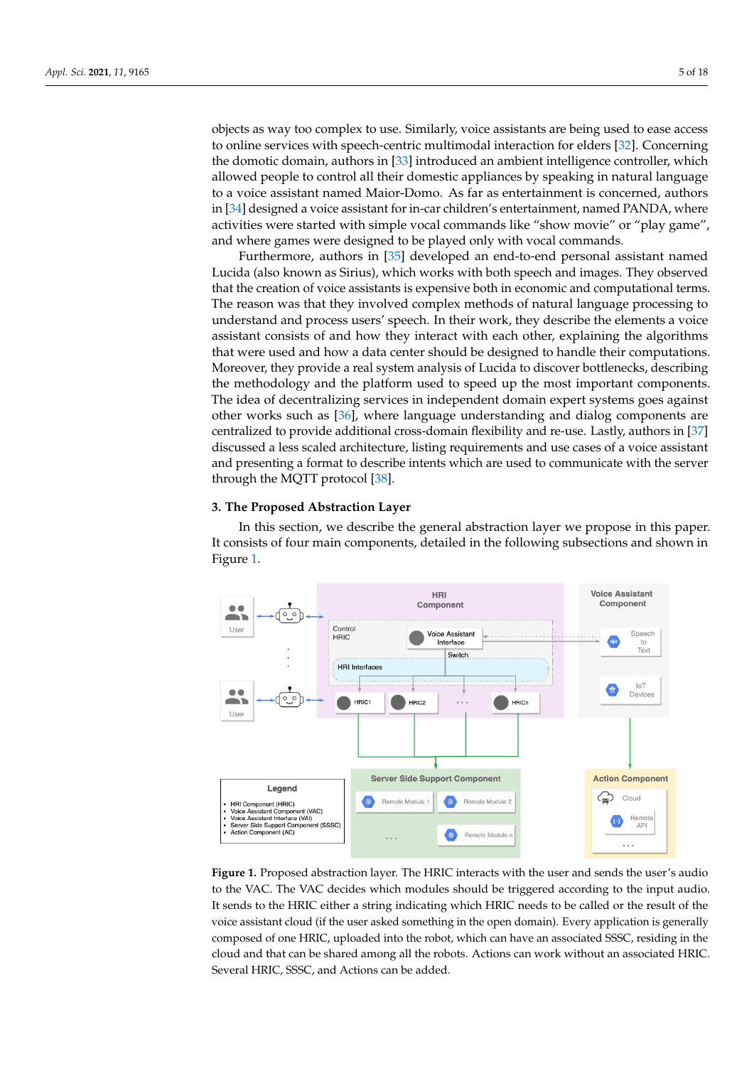objects as way too complex to use. Similarly, voice assistants are being used to ease access to online services with speech-centric multimodal interaction for elders [32]. Concerning the domotic domain, authors in [33] introduced an ambient intelligence controller, which allowed people to control all their domestic appliances by speaking in natural language to a voice assistant named Maior-Domo. As far as entertainment is concerned, authors in [34] designed a voice assistant for in-car children's entertainment, named PANDA, where activities were started with simple vocal commands like "show movie" or "play game", and where games were designed to be played only with vocal commands.

Furthermore, authors in [35] developed an end-to-end personal assistant named Lucida (also known as Sirius), which works with both speech and images. They observed that the creation of voice assistants is expensive both in economic and computational terms. The reason was that they involved complex methods of natural language processing to understand and process users' speech. In their work, they describe the elements a voice assistant consists of and how they interact with each other, explaining the algorithms that were used and how a data center should be designed to handle their computations. Moreover, they provide a real system analysis of Lucida to discover bottlenecks, describing the methodology and the platform used to speed up the most important components. The idea of decentralizing services in independent domain expert systems goes against other works such as [36], where language understanding and dialog components are centralized to provide additional cross-domain flexibility and re-use. Lastly, authors in [37] discussed a less scaled architecture, listing requirements and use cases of a voice assistant and presenting a format to describe intents which are used to communicate with the server through the MQTT protocol [38].

## 3. The Proposed Abstraction Layer

In this section, we describe the general abstraction layer we propose in this paper. It consists of four main components, detailed in the following subsections and shown in Figure 1.

**Figure 1.** Proposed abstraction layer. The HRIC interacts with the user and sends the user's audio to the VAC. The VAC decides which modules should be triggered according to the input audio. It sends to the HRIC either a string indicating which HRIC needs to be called or the result of the voice assistant cloud (if the user asked something in the open domain). Every application is generally composed of one HRIC, uploaded into the robot, which can have an associated SSSC, residing in the cloud and that can be shared among all the robots. Actions can work without an associated HRIC. Several HRIC, SSSC, and Actions can be added.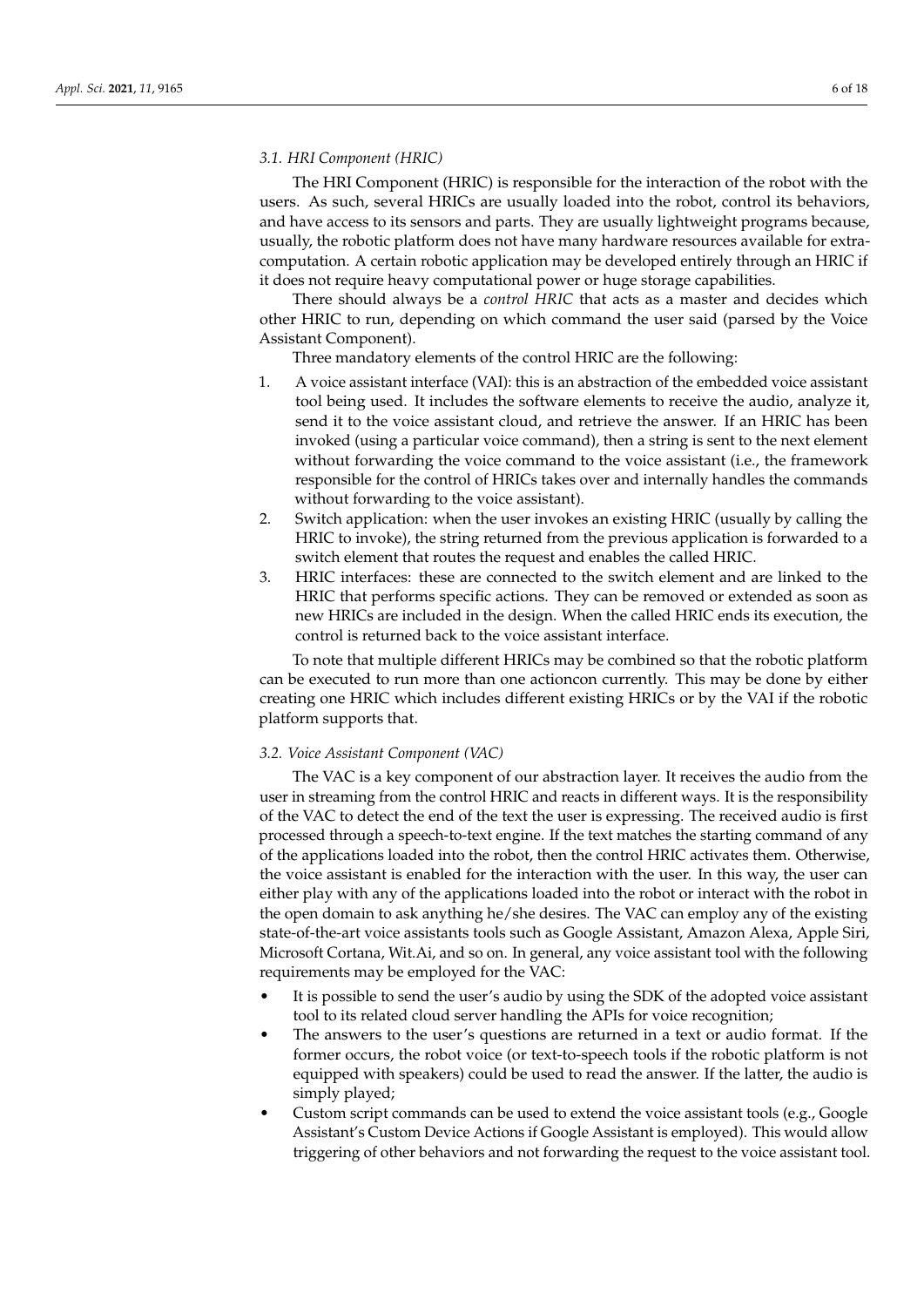### 3.1. HRI Component (HRIC)

The HRI Component (HRIC) is responsible for the interaction of the robot with the users. As such, several HRICs are usually loaded into the robot, control its behaviors, and have access to its sensors and parts. They are usually lightweight programs because, usually, the robotic platform does not have many hardware resources available for extra-computation. A certain robotic application may be developed entirely through an HRIC if it does not require heavy computational power or huge storage capabilities.

There should always be a *control HRIC* that acts as a master and decides which other HRIC to run, depending on which command the user said (parsed by the Voice Assistant Component).

Three mandatory elements of the control HRIC are the following:

1. A voice assistant interface (VAI): this is an abstraction of the embedded voice assistant tool being used. It includes the software elements to receive the audio, analyze it, send it to the voice assistant cloud, and retrieve the answer. If an HRIC has been invoked (using a particular voice command), then a string is sent to the next element without forwarding the voice command to the voice assistant (i.e., the framework responsible for the control of HRICs takes over and internally handles the commands without forwarding to the voice assistant).
2. Switch application: when the user invokes an existing HRIC (usually by calling the HRIC to invoke), the string returned from the previous application is forwarded to a switch element that routes the request and enables the called HRIC.
3. HRIC interfaces: these are connected to the switch element and are linked to the HRIC that performs specific actions. They can be removed or extended as soon as new HRICs are included in the design. When the called HRIC ends its execution, the control is returned back to the voice assistant interface.

To note that multiple different HRICs may be combined so that the robotic platform can be executed to run more than one actioncon currently. This may be done by either creating one HRIC which includes different existing HRICs or by the VAI if the robotic platform supports that.

### 3.2. Voice Assistant Component (VAC)

The VAC is a key component of our abstraction layer. It receives the audio from the user in streaming from the control HRIC and reacts in different ways. It is the responsibility of the VAC to detect the end of the text the user is expressing. The received audio is first processed through a speech-to-text engine. If the text matches the starting command of any of the applications loaded into the robot, then the control HRIC activates them. Otherwise, the voice assistant is enabled for the interaction with the user. In this way, the user can either play with any of the applications loaded into the robot or interact with the robot in the open domain to ask anything he/she desires. The VAC can employ any of the existing state-of-the-art voice assistants tools such as Google Assistant, Amazon Alexa, Apple Siri, Microsoft Cortana, Wit.Ai, and so on. In general, any voice assistant tool with the following requirements may be employed for the VAC:

- It is possible to send the user's audio by using the SDK of the adopted voice assistant tool to its related cloud server handling the APIs for voice recognition;
- The answers to the user's questions are returned in a text or audio format. If the former occurs, the robot voice (or text-to-speech tools if the robotic platform is not equipped with speakers) could be used to read the answer. If the latter, the audio is simply played;
- Custom script commands can be used to extend the voice assistant tools (e.g., Google Assistant's Custom Device Actions if Google Assistant is employed). This would allow triggering of other behaviors and not forwarding the request to the voice assistant tool.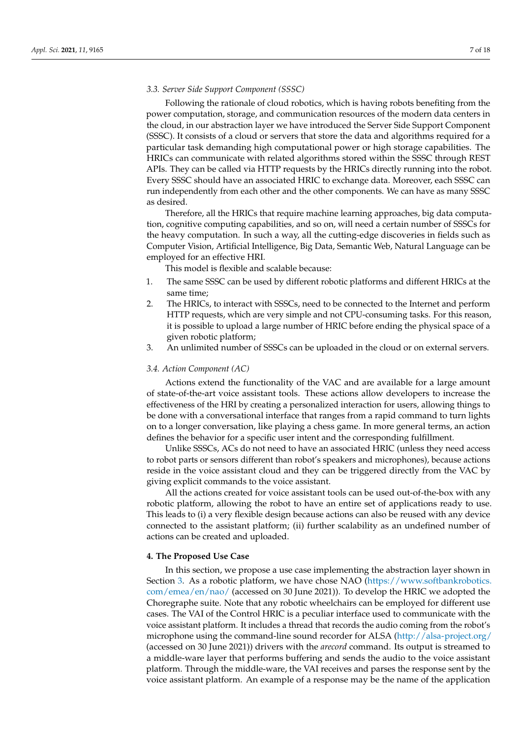### 3.3. Server Side Support Component (SSSC)

Following the rationale of cloud robotics, which is having robots benefiting from the power computation, storage, and communication resources of the modern data centers in the cloud, in our abstraction layer we have introduced the Server Side Support Component (SSSC). It consists of a cloud or servers that store the data and algorithms required for a particular task demanding high computational power or high storage capabilities. The HRICs can communicate with related algorithms stored within the SSSC through REST APIs. They can be called via HTTP requests by the HRICs directly running into the robot. Every SSSC should have an associated HRIC to exchange data. Moreover, each SSSC can run independently from each other and the other components. We can have as many SSSC as desired.

Therefore, all the HRICs that require machine learning approaches, big data computation, cognitive computing capabilities, and so on, will need a certain number of SSSCs for the heavy computation. In such a way, all the cutting-edge discoveries in fields such as Computer Vision, Artificial Intelligence, Big Data, Semantic Web, Natural Language can be employed for an effective HRI.

This model is flexible and scalable because:

1. The same SSSC can be used by different robotic platforms and different HRICs at the same time;
2. The HRICs, to interact with SSSCs, need to be connected to the Internet and perform HTTP requests, which are very simple and not CPU-consuming tasks. For this reason, it is possible to upload a large number of HRIC before ending the physical space of a given robotic platform;
3. An unlimited number of SSSCs can be uploaded in the cloud or on external servers.

### 3.4. Action Component (AC)

Actions extend the functionality of the VAC and are available for a large amount of state-of-the-art voice assistant tools. These actions allow developers to increase the effectiveness of the HRI by creating a personalized interaction for users, allowing things to be done with a conversational interface that ranges from a rapid command to turn lights on to a longer conversation, like playing a chess game. In more general terms, an action defines the behavior for a specific user intent and the corresponding fulfillment.

Unlike SSSCs, ACs do not need to have an associated HRIC (unless they need access to robot parts or sensors different than robot's speakers and microphones), because actions reside in the voice assistant cloud and they can be triggered directly from the VAC by giving explicit commands to the voice assistant.

All the actions created for voice assistant tools can be used out-of-the-box with any robotic platform, allowing the robot to have an entire set of applications ready to use. This leads to (i) a very flexible design because actions can also be reused with any device connected to the assistant platform; (ii) further scalability as an undefined number of actions can be created and uploaded.

## 4. The Proposed Use Case

In this section, we propose a use case implementing the abstraction layer shown in Section 3. As a robotic platform, we have chose NAO (https://www.softbankrobotics.com/emea/en/nao/ (accessed on 30 June 2021)). To develop the HRIC we adopted the Choregraphe suite. Note that any robotic wheelchairs can be employed for different use cases. The VAI of the Control HRIC is a peculiar interface used to communicate with the voice assistant platform. It includes a thread that records the audio coming from the robot's microphone using the command-line sound recorder for ALSA (http://alsa-project.org/ (accessed on 30 June 2021)) drivers with the *arecord* command. Its output is streamed to a middle-ware layer that performs buffering and sends the audio to the voice assistant platform. Through the middle-ware, the VAI receives and parses the response sent by the voice assistant platform. An example of a response may be the name of the application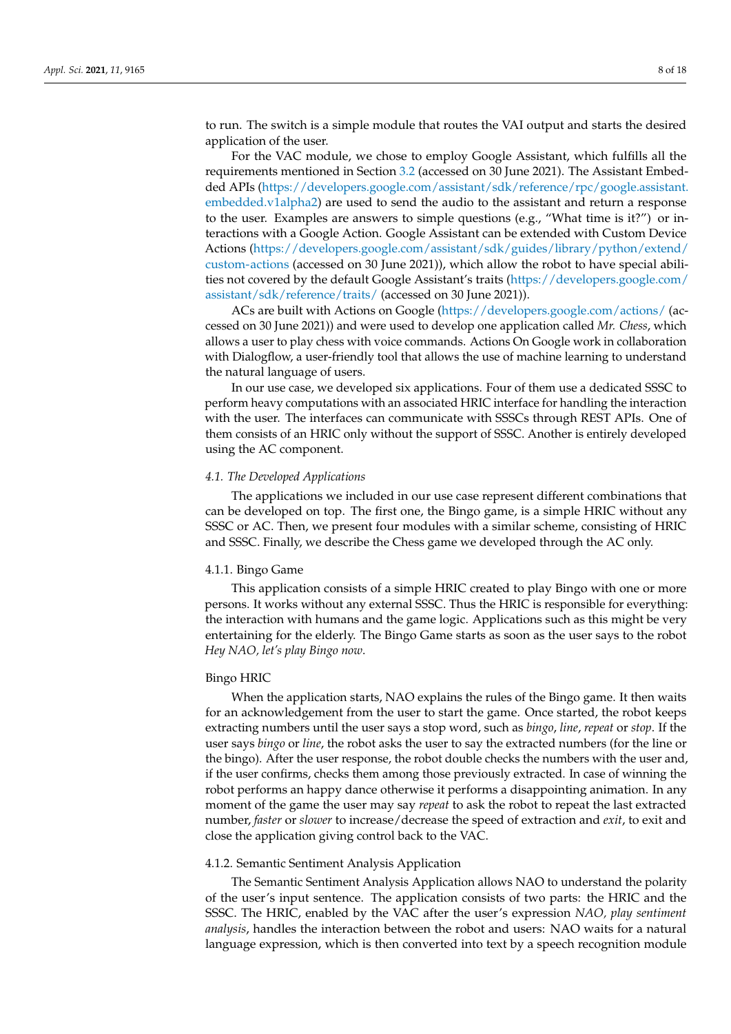to run. The switch is a simple module that routes the VAI output and starts the desired application of the user.

For the VAC module, we chose to employ Google Assistant, which fulfills all the requirements mentioned in Section 3.2 (accessed on 30 June 2021). The Assistant Embedded APIs (https://developers.google.com/assistant/sdk/reference/rpc/google.assistant.embedded.v1alpha2) are used to send the audio to the assistant and return a response to the user. Examples are answers to simple questions (e.g., "What time is it?") or interactions with a Google Action. Google Assistant can be extended with Custom Device Actions (https://developers.google.com/assistant/sdk/guides/library/python/extend/custom-actions (accessed on 30 June 2021)), which allow the robot to have special abilities not covered by the default Google Assistant's traits (https://developers.google.com/assistant/sdk/reference/traits/ (accessed on 30 June 2021)).

ACs are built with Actions on Google (https://developers.google.com/actions/ (accessed on 30 June 2021)) and were used to develop one application called *Mr. Chess*, which allows a user to play chess with voice commands. Actions On Google work in collaboration with Dialogflow, a user-friendly tool that allows the use of machine learning to understand the natural language of users.

In our use case, we developed six applications. Four of them use a dedicated SSSC to perform heavy computations with an associated HRIC interface for handling the interaction with the user. The interfaces can communicate with SSSCs through REST APIs. One of them consists of an HRIC only without the support of SSSC. Another is entirely developed using the AC component.

### *4.1. The Developed Applications*

The applications we included in our use case represent different combinations that can be developed on top. The first one, the Bingo game, is a simple HRIC without any SSSC or AC. Then, we present four modules with a similar scheme, consisting of HRIC and SSSC. Finally, we describe the Chess game we developed through the AC only.

#### 4.1.1. Bingo Game

This application consists of a simple HRIC created to play Bingo with one or more persons. It works without any external SSSC. Thus the HRIC is responsible for everything: the interaction with humans and the game logic. Applications such as this might be very entertaining for the elderly. The Bingo Game starts as soon as the user says to the robot *Hey NAO, let's play Bingo now*.

#### Bingo HRIC

When the application starts, NAO explains the rules of the Bingo game. It then waits for an acknowledgement from the user to start the game. Once started, the robot keeps extracting numbers until the user says a stop word, such as *bingo*, *line*, *repeat* or *stop*. If the user says *bingo* or *line*, the robot asks the user to say the extracted numbers (for the line or the bingo). After the user response, the robot double checks the numbers with the user and, if the user confirms, checks them among those previously extracted. In case of winning the robot performs an happy dance otherwise it performs a disappointing animation. In any moment of the game the user may say *repeat* to ask the robot to repeat the last extracted number, *faster* or *slower* to increase/decrease the speed of extraction and *exit*, to exit and close the application giving control back to the VAC.

#### 4.1.2. Semantic Sentiment Analysis Application

The Semantic Sentiment Analysis Application allows NAO to understand the polarity of the user's input sentence. The application consists of two parts: the HRIC and the SSSC. The HRIC, enabled by the VAC after the user's expression *NAO, play sentiment analysis*, handles the interaction between the robot and users: NAO waits for a natural language expression, which is then converted into text by a speech recognition module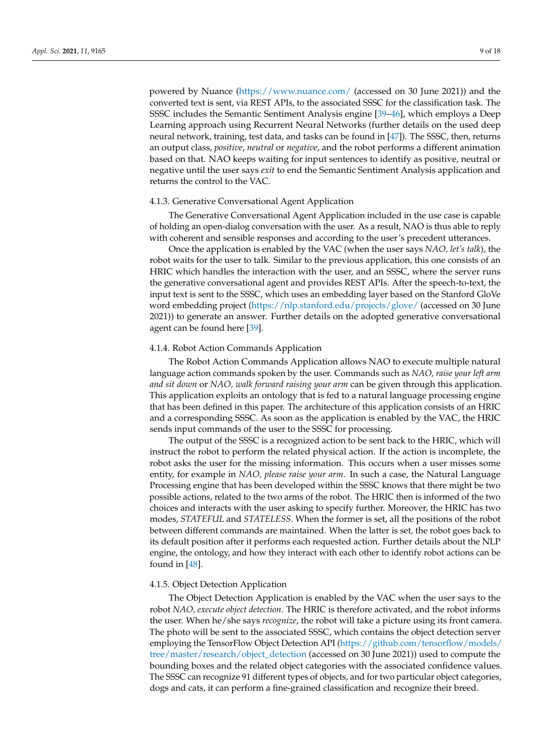powered by Nuance (https://www.nuance.com/ (accessed on 30 June 2021)) and the converted text is sent, via REST APIs, to the associated SSSC for the classification task. The SSSC includes the Semantic Sentiment Analysis engine [39–46], which employs a Deep Learning approach using Recurrent Neural Networks (further details on the used deep neural network, training, test data, and tasks can be found in [47]). The SSSC, then, returns an output class, *positive*, *neutral* or *negative*, and the robot performs a different animation based on that. NAO keeps waiting for input sentences to identify as positive, neutral or negative until the user says *exit* to end the Semantic Sentiment Analysis application and returns the control to the VAC.

#### 4.1.3. Generative Conversational Agent Application

The Generative Conversational Agent Application included in the use case is capable of holding an open-dialog conversation with the user. As a result, NAO is thus able to reply with coherent and sensible responses and according to the user's precedent utterances.

Once the application is enabled by the VAC (when the user says *NAO, let's talk*), the robot waits for the user to talk. Similar to the previous application, this one consists of an HRIC which handles the interaction with the user, and an SSSC, where the server runs the generative conversational agent and provides REST APIs. After the speech-to-text, the input text is sent to the SSSC, which uses an embedding layer based on the Stanford GloVe word embedding project (https://nlp.stanford.edu/projects/glove/ (accessed on 30 June 2021)) to generate an answer. Further details on the adopted generative conversational agent can be found here [39].

#### 4.1.4. Robot Action Commands Application

The Robot Action Commands Application allows NAO to execute multiple natural language action commands spoken by the user. Commands such as *NAO, raise your left arm and sit down* or *NAO, walk forward raising your arm* can be given through this application. This application exploits an ontology that is fed to a natural language processing engine that has been defined in this paper. The architecture of this application consists of an HRIC and a corresponding SSSC. As soon as the application is enabled by the VAC, the HRIC sends input commands of the user to the SSSC for processing.

The output of the SSSC is a recognized action to be sent back to the HRIC, which will instruct the robot to perform the related physical action. If the action is incomplete, the robot asks the user for the missing information. This occurs when a user misses some entity, for example in *NAO, please raise your arm*. In such a case, the Natural Language Processing engine that has been developed within the SSSC knows that there might be two possible actions, related to the two arms of the robot. The HRIC then is informed of the two choices and interacts with the user asking to specify further. Moreover, the HRIC has two modes, *STATEFUL* and *STATELESS*. When the former is set, all the positions of the robot between different commands are maintained. When the latter is set, the robot goes back to its default position after it performs each requested action. Further details about the NLP engine, the ontology, and how they interact with each other to identify robot actions can be found in [48].

#### 4.1.5. Object Detection Application

The Object Detection Application is enabled by the VAC when the user says to the robot *NAO, execute object detection*. The HRIC is therefore activated, and the robot informs the user. When he/she says *recognize*, the robot will take a picture using its front camera. The photo will be sent to the associated SSSC, which contains the object detection server employing the TensorFlow Object Detection API (https://github.com/tensorflow/models/tree/master/research/object_detection (accessed on 30 June 2021)) used to compute the bounding boxes and the related object categories with the associated confidence values. The SSSC can recognize 91 different types of objects, and for two particular object categories, dogs and cats, it can perform a fine-grained classification and recognize their breed.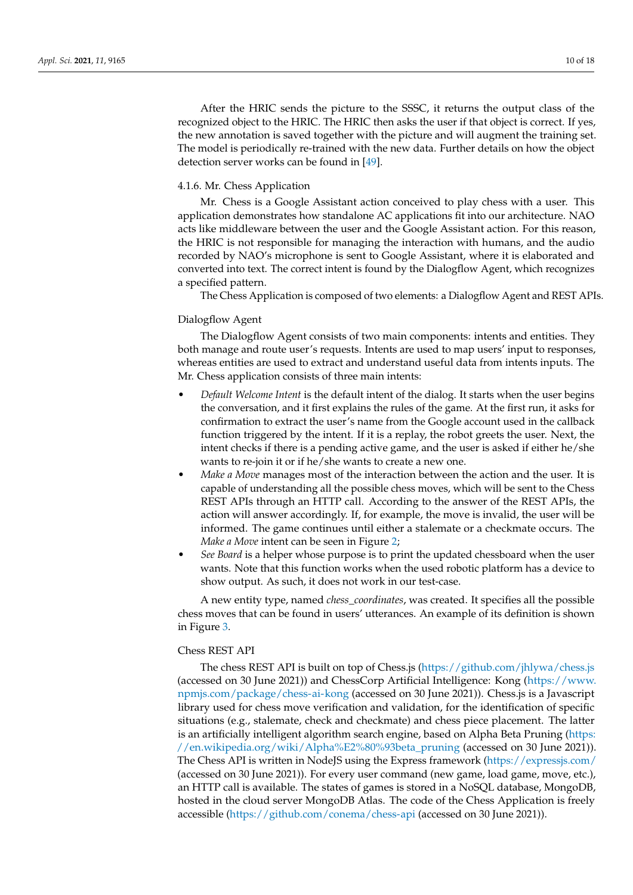After the HRIC sends the picture to the SSSC, it returns the output class of the recognized object to the HRIC. The HRIC then asks the user if that object is correct. If yes, the new annotation is saved together with the picture and will augment the training set. The model is periodically re-trained with the new data. Further details on how the object detection server works can be found in [49].

#### 4.1.6. Mr. Chess Application

Mr. Chess is a Google Assistant action conceived to play chess with a user. This application demonstrates how standalone AC applications fit into our architecture. NAO acts like middleware between the user and the Google Assistant action. For this reason, the HRIC is not responsible for managing the interaction with humans, and the audio recorded by NAO's microphone is sent to Google Assistant, where it is elaborated and converted into text. The correct intent is found by the Dialogflow Agent, which recognizes a specified pattern.

The Chess Application is composed of two elements: a Dialogflow Agent and REST APIs.

##### Dialogflow Agent

The Dialogflow Agent consists of two main components: intents and entities. They both manage and route user's requests. Intents are used to map users' input to responses, whereas entities are used to extract and understand useful data from intents inputs. The Mr. Chess application consists of three main intents:

- *Default Welcome Intent* is the default intent of the dialog. It starts when the user begins the conversation, and it first explains the rules of the game. At the first run, it asks for confirmation to extract the user's name from the Google account used in the callback function triggered by the intent. If it is a replay, the robot greets the user. Next, the intent checks if there is a pending active game, and the user is asked if either he/she wants to re-join it or if he/she wants to create a new one.
- *Make a Move* manages most of the interaction between the action and the user. It is capable of understanding all the possible chess moves, which will be sent to the Chess REST APIs through an HTTP call. According to the answer of the REST APIs, the action will answer accordingly. If, for example, the move is invalid, the user will be informed. The game continues until either a stalemate or a checkmate occurs. The *Make a Move* intent can be seen in Figure 2;
- *See Board* is a helper whose purpose is to print the updated chessboard when the user wants. Note that this function works when the used robotic platform has a device to show output. As such, it does not work in our test-case.

A new entity type, named *chess_coordinates*, was created. It specifies all the possible chess moves that can be found in users' utterances. An example of its definition is shown in Figure 3.

##### Chess REST API

The chess REST API is built on top of Chess.js (https://github.com/jhlywa/chess.js (accessed on 30 June 2021)) and ChessCorp Artificial Intelligence: Kong (https://www.npmjs.com/package/chess-ai-kong (accessed on 30 June 2021)). Chess.js is a Javascript library used for chess move verification and validation, for the identification of specific situations (e.g., stalemate, check and checkmate) and chess piece placement. The latter is an artificially intelligent algorithm search engine, based on Alpha Beta Pruning (https://en.wikipedia.org/wiki/Alpha%E2%80%93beta_pruning (accessed on 30 June 2021)). The Chess API is written in NodeJS using the Express framework (https://expressjs.com/ (accessed on 30 June 2021)). For every user command (new game, load game, move, etc.), an HTTP call is available. The states of games is stored in a NoSQL database, MongoDB, hosted in the cloud server MongoDB Atlas. The code of the Chess Application is freely accessible (https://github.com/conema/chess-api (accessed on 30 June 2021)).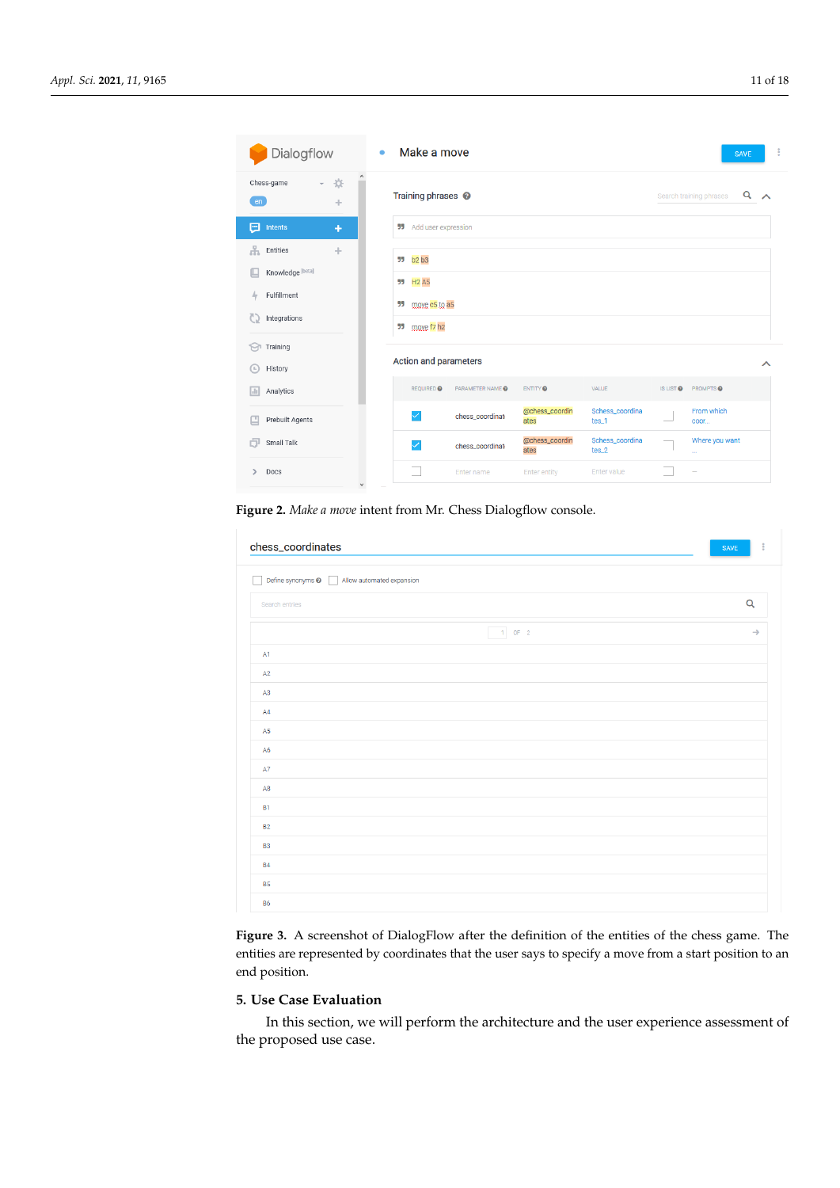**Figure 2.** *Make a move* intent from Mr. Chess Dialogflow console.

**Figure 3.** A screenshot of DialogFlow after the definition of the entities of the chess game. The entities are represented by coordinates that the user says to specify a move from a start position to an end position.

## 5. Use Case Evaluation

In this section, we will perform the architecture and the user experience assessment of the proposed use case.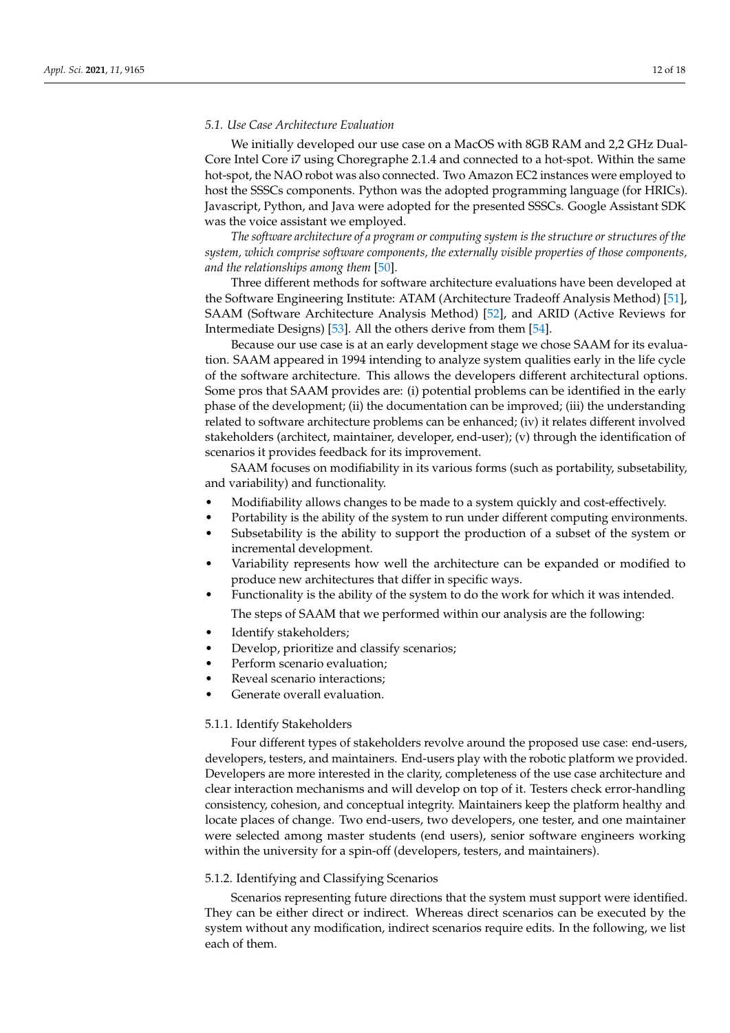### 5.1. Use Case Architecture Evaluation

We initially developed our use case on a MacOS with 8GB RAM and 2,2 GHz Dual-Core Intel Core i7 using Choregraphe 2.1.4 and connected to a hot-spot. Within the same hot-spot, the NAO robot was also connected. Two Amazon EC2 instances were employed to host the SSSCs components. Python was the adopted programming language (for HRICs). Javascript, Python, and Java were adopted for the presented SSSCs. Google Assistant SDK was the voice assistant we employed.

*The software architecture of a program or computing system is the structure or structures of the system, which comprise software components, the externally visible properties of those components, and the relationships among them* [50].

Three different methods for software architecture evaluations have been developed at the Software Engineering Institute: ATAM (Architecture Tradeoff Analysis Method) [51], SAAM (Software Architecture Analysis Method) [52], and ARID (Active Reviews for Intermediate Designs) [53]. All the others derive from them [54].

Because our use case is at an early development stage we chose SAAM for its evaluation. SAAM appeared in 1994 intending to analyze system qualities early in the life cycle of the software architecture. This allows the developers different architectural options. Some pros that SAAM provides are: (i) potential problems can be identified in the early phase of the development; (ii) the documentation can be improved; (iii) the understanding related to software architecture problems can be enhanced; (iv) it relates different involved stakeholders (architect, maintainer, developer, end-user); (v) through the identification of scenarios it provides feedback for its improvement.

SAAM focuses on modifiability in its various forms (such as portability, subsetability, and variability) and functionality.

- Modifiability allows changes to be made to a system quickly and cost-effectively.
- Portability is the ability of the system to run under different computing environments.
- Subsetability is the ability to support the production of a subset of the system or incremental development.
- Variability represents how well the architecture can be expanded or modified to produce new architectures that differ in specific ways.
- Functionality is the ability of the system to do the work for which it was intended.

The steps of SAAM that we performed within our analysis are the following:

- Identify stakeholders;
- Develop, prioritize and classify scenarios;
- Perform scenario evaluation;
- Reveal scenario interactions;
- Generate overall evaluation.

#### 5.1.1. Identify Stakeholders

Four different types of stakeholders revolve around the proposed use case: end-users, developers, testers, and maintainers. End-users play with the robotic platform we provided. Developers are more interested in the clarity, completeness of the use case architecture and clear interaction mechanisms and will develop on top of it. Testers check error-handling consistency, cohesion, and conceptual integrity. Maintainers keep the platform healthy and locate places of change. Two end-users, two developers, one tester, and one maintainer were selected among master students (end users), senior software engineers working within the university for a spin-off (developers, testers, and maintainers).

#### 5.1.2. Identifying and Classifying Scenarios

Scenarios representing future directions that the system must support were identified. They can be either direct or indirect. Whereas direct scenarios can be executed by the system without any modification, indirect scenarios require edits. In the following, we list each of them.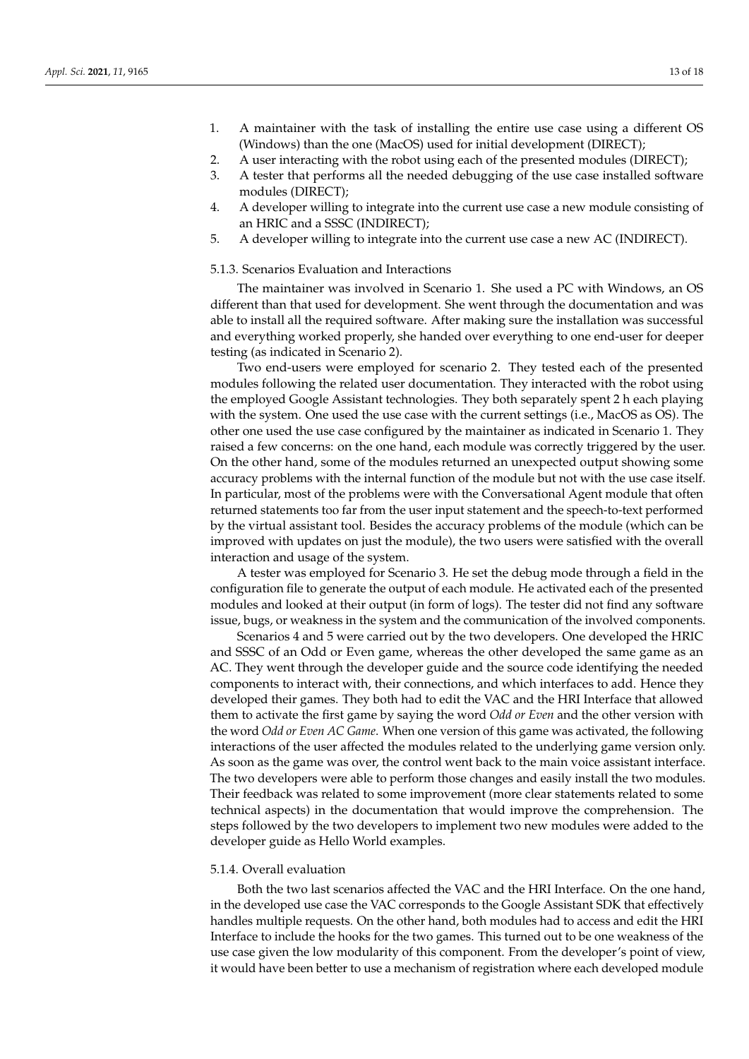1. A maintainer with the task of installing the entire use case using a different OS (Windows) than the one (MacOS) used for initial development (DIRECT);
2. A user interacting with the robot using each of the presented modules (DIRECT);
3. A tester that performs all the needed debugging of the use case installed software modules (DIRECT);
4. A developer willing to integrate into the current use case a new module consisting of an HRIC and a SSSC (INDIRECT);
5. A developer willing to integrate into the current use case a new AC (INDIRECT).

#### 5.1.3. Scenarios Evaluation and Interactions

The maintainer was involved in Scenario 1. She used a PC with Windows, an OS different than that used for development. She went through the documentation and was able to install all the required software. After making sure the installation was successful and everything worked properly, she handed over everything to one end-user for deeper testing (as indicated in Scenario 2).

Two end-users were employed for scenario 2. They tested each of the presented modules following the related user documentation. They interacted with the robot using the employed Google Assistant technologies. They both separately spent 2 h each playing with the system. One used the use case with the current settings (i.e., MacOS as OS). The other one used the use case configured by the maintainer as indicated in Scenario 1. They raised a few concerns: on the one hand, each module was correctly triggered by the user. On the other hand, some of the modules returned an unexpected output showing some accuracy problems with the internal function of the module but not with the use case itself. In particular, most of the problems were with the Conversational Agent module that often returned statements too far from the user input statement and the speech-to-text performed by the virtual assistant tool. Besides the accuracy problems of the module (which can be improved with updates on just the module), the two users were satisfied with the overall interaction and usage of the system.

A tester was employed for Scenario 3. He set the debug mode through a field in the configuration file to generate the output of each module. He activated each of the presented modules and looked at their output (in form of logs). The tester did not find any software issue, bugs, or weakness in the system and the communication of the involved components.

Scenarios 4 and 5 were carried out by the two developers. One developed the HRIC and SSSC of an Odd or Even game, whereas the other developed the same game as an AC. They went through the developer guide and the source code identifying the needed components to interact with, their connections, and which interfaces to add. Hence they developed their games. They both had to edit the VAC and the HRI Interface that allowed them to activate the first game by saying the word *Odd or Even* and the other version with the word *Odd or Even AC Game*. When one version of this game was activated, the following interactions of the user affected the modules related to the underlying game version only. As soon as the game was over, the control went back to the main voice assistant interface. The two developers were able to perform those changes and easily install the two modules. Their feedback was related to some improvement (more clear statements related to some technical aspects) in the documentation that would improve the comprehension. The steps followed by the two developers to implement two new modules were added to the developer guide as Hello World examples.

#### 5.1.4. Overall evaluation

Both the two last scenarios affected the VAC and the HRI Interface. On the one hand, in the developed use case the VAC corresponds to the Google Assistant SDK that effectively handles multiple requests. On the other hand, both modules had to access and edit the HRI Interface to include the hooks for the two games. This turned out to be one weakness of the use case given the low modularity of this component. From the developer's point of view, it would have been better to use a mechanism of registration where each developed module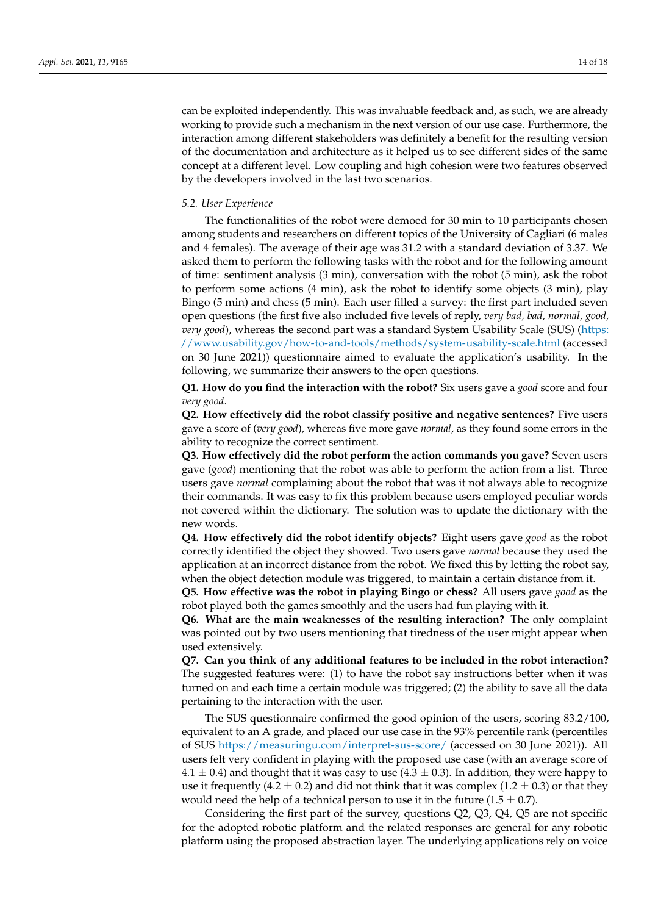can be exploited independently. This was invaluable feedback and, as such, we are already working to provide such a mechanism in the next version of our use case. Furthermore, the interaction among different stakeholders was definitely a benefit for the resulting version of the documentation and architecture as it helped us to see different sides of the same concept at a different level. Low coupling and high cohesion were two features observed by the developers involved in the last two scenarios.

### 5.2. User Experience

The functionalities of the robot were demoed for 30 min to 10 participants chosen among students and researchers on different topics of the University of Cagliari (6 males and 4 females). The average of their age was 31.2 with a standard deviation of 3.37. We asked them to perform the following tasks with the robot and for the following amount of time: sentiment analysis (3 min), conversation with the robot (5 min), ask the robot to perform some actions (4 min), ask the robot to identify some objects (3 min), play Bingo (5 min) and chess (5 min). Each user filled a survey: the first part included seven open questions (the first five also included five levels of reply, *very bad, bad, normal, good, very good*), whereas the second part was a standard System Usability Scale (SUS) (https://www.usability.gov/how-to-and-tools/methods/system-usability-scale.html (accessed on 30 June 2021)) questionnaire aimed to evaluate the application's usability. In the following, we summarize their answers to the open questions.

**Q1. How do you find the interaction with the robot?** Six users gave a *good* score and four *very good*.

**Q2. How effectively did the robot classify positive and negative sentences?** Five users gave a score of (*very good*), whereas five more gave *normal*, as they found some errors in the ability to recognize the correct sentiment.

**Q3. How effectively did the robot perform the action commands you gave?** Seven users gave (*good*) mentioning that the robot was able to perform the action from a list. Three users gave *normal* complaining about the robot that was it not always able to recognize their commands. It was easy to fix this problem because users employed peculiar words not covered within the dictionary. The solution was to update the dictionary with the new words.

**Q4. How effectively did the robot identify objects?** Eight users gave *good* as the robot correctly identified the object they showed. Two users gave *normal* because they used the application at an incorrect distance from the robot. We fixed this by letting the robot say, when the object detection module was triggered, to maintain a certain distance from it.

**Q5. How effective was the robot in playing Bingo or chess?** All users gave *good* as the robot played both the games smoothly and the users had fun playing with it.

**Q6. What are the main weaknesses of the resulting interaction?** The only complaint was pointed out by two users mentioning that tiredness of the user might appear when used extensively.

**Q7. Can you think of any additional features to be included in the robot interaction?** The suggested features were: (1) to have the robot say instructions better when it was turned on and each time a certain module was triggered; (2) the ability to save all the data pertaining to the interaction with the user.

The SUS questionnaire confirmed the good opinion of the users, scoring 83.2/100, equivalent to an A grade, and placed our use case in the 93% percentile rank (percentiles of SUS https://measuringu.com/interpret-sus-score/ (accessed on 30 June 2021)). All users felt very confident in playing with the proposed use case (with an average score of $4.1 \pm 0.4$) and thought that it was easy to use ($4.3 \pm 0.3$). In addition, they were happy to use it frequently ($4.2 \pm 0.2$) and did not think that it was complex ($1.2 \pm 0.3$) or that they would need the help of a technical person to use it in the future ($1.5 \pm 0.7$).

Considering the first part of the survey, questions Q2, Q3, Q4, Q5 are not specific for the adopted robotic platform and the related responses are general for any robotic platform using the proposed abstraction layer. The underlying applications rely on voice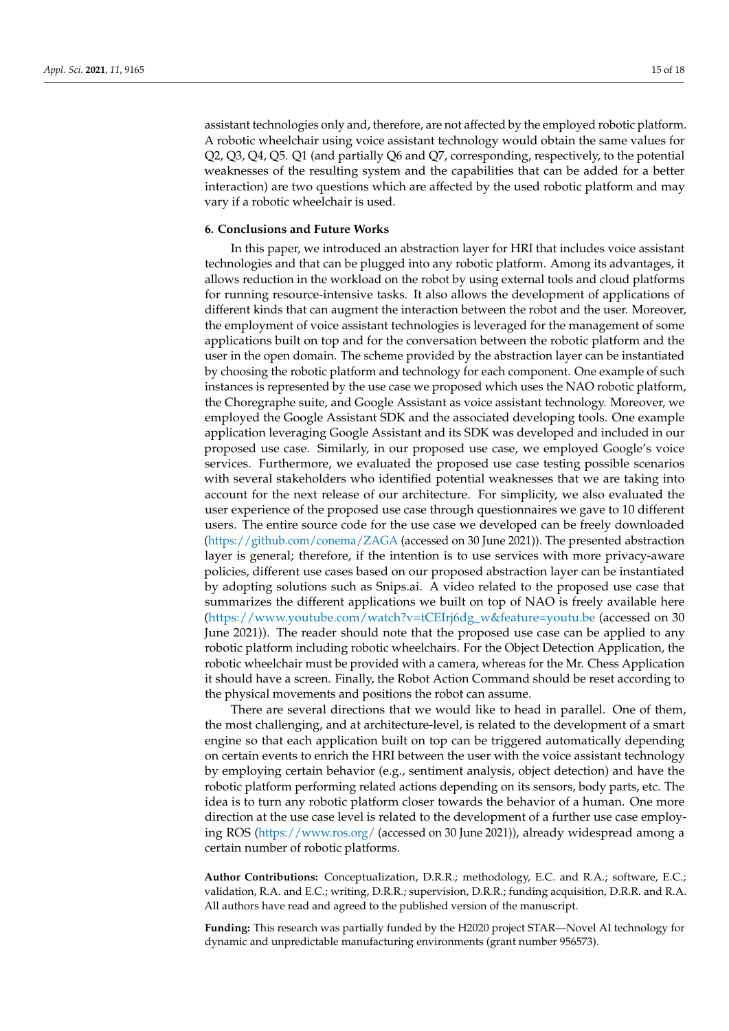assistant technologies only and, therefore, are not affected by the employed robotic platform. A robotic wheelchair using voice assistant technology would obtain the same values for Q2, Q3, Q4, Q5. Q1 (and partially Q6 and Q7, corresponding, respectively, to the potential weaknesses of the resulting system and the capabilities that can be added for a better interaction) are two questions which are affected by the used robotic platform and may vary if a robotic wheelchair is used.

## 6. Conclusions and Future Works

In this paper, we introduced an abstraction layer for HRI that includes voice assistant technologies and that can be plugged into any robotic platform. Among its advantages, it allows reduction in the workload on the robot by using external tools and cloud platforms for running resource-intensive tasks. It also allows the development of applications of different kinds that can augment the interaction between the robot and the user. Moreover, the employment of voice assistant technologies is leveraged for the management of some applications built on top and for the conversation between the robotic platform and the user in the open domain. The scheme provided by the abstraction layer can be instantiated by choosing the robotic platform and technology for each component. One example of such instances is represented by the use case we proposed which uses the NAO robotic platform, the Choregraphe suite, and Google Assistant as voice assistant technology. Moreover, we employed the Google Assistant SDK and the associated developing tools. One example application leveraging Google Assistant and its SDK was developed and included in our proposed use case. Similarly, in our proposed use case, we employed Google's voice services. Furthermore, we evaluated the proposed use case testing possible scenarios with several stakeholders who identified potential weaknesses that we are taking into account for the next release of our architecture. For simplicity, we also evaluated the user experience of the proposed use case through questionnaires we gave to 10 different users. The entire source code for the use case we developed can be freely downloaded (https://github.com/conema/ZAGA (accessed on 30 June 2021)). The presented abstraction layer is general; therefore, if the intention is to use services with more privacy-aware policies, different use cases based on our proposed abstraction layer can be instantiated by adopting solutions such as Snips.ai. A video related to the proposed use case that summarizes the different applications we built on top of NAO is freely available here (https://www.youtube.com/watch?v=tCEIrj6dg_w&feature=youtu.be (accessed on 30 June 2021)). The reader should note that the proposed use case can be applied to any robotic platform including robotic wheelchairs. For the Object Detection Application, the robotic wheelchair must be provided with a camera, whereas for the Mr. Chess Application it should have a screen. Finally, the Robot Action Command should be reset according to the physical movements and positions the robot can assume.

There are several directions that we would like to head in parallel. One of them, the most challenging, and at architecture-level, is related to the development of a smart engine so that each application built on top can be triggered automatically depending on certain events to enrich the HRI between the user with the voice assistant technology by employing certain behavior (e.g., sentiment analysis, object detection) and have the robotic platform performing related actions depending on its sensors, body parts, etc. The idea is to turn any robotic platform closer towards the behavior of a human. One more direction at the use case level is related to the development of a further use case employing ROS (https://www.ros.org/ (accessed on 30 June 2021)), already widespread among a certain number of robotic platforms.

**Author Contributions:** Conceptualization, D.R.R.; methodology, E.C. and R.A.; software, E.C.; validation, R.A. and E.C.; writing, D.R.R.; supervision, D.R.R.; funding acquisition, D.R.R. and R.A. All authors have read and agreed to the published version of the manuscript.

**Funding:** This research was partially funded by the H2020 project STAR—Novel AI technology for dynamic and unpredictable manufacturing environments (grant number 956573).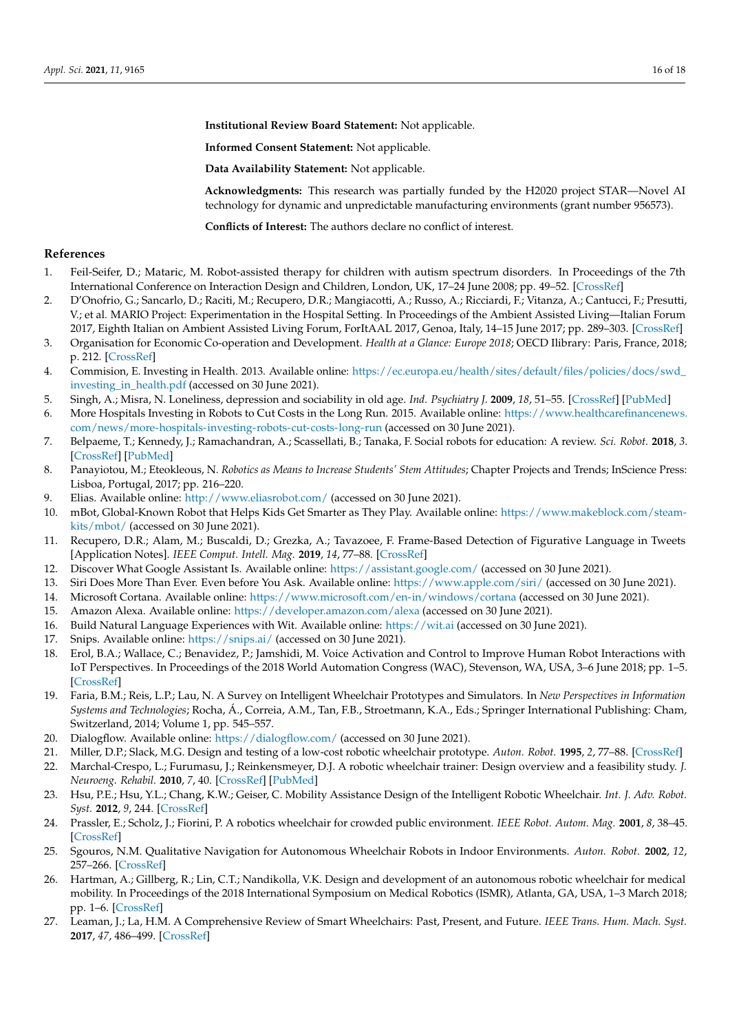**Institutional Review Board Statement:** Not applicable.

**Informed Consent Statement:** Not applicable.

**Data Availability Statement:** Not applicable.

**Acknowledgments:** This research was partially funded by the H2020 project STAR—Novel AI technology for dynamic and unpredictable manufacturing environments (grant number 956573).

**Conflicts of Interest:** The authors declare no conflict of interest.

## References

1. Feil-Seifer, D.; Mataric, M. Robot-assisted therapy for children with autism spectrum disorders. In Proceedings of the 7th International Conference on Interaction Design and Children, London, UK, 17–24 June 2008; pp. 49–52. [CrossRef]
2. D'Onofrio, G.; Sancarlo, D.; Raciti, M.; Recupero, D.R.; Mangiacotti, A.; Russo, A.; Ricciardi, F.; Vitanza, A.; Cantucci, F.; Presutti, V.; et al. MARIO Project: Experimentation in the Hospital Setting. In Proceedings of the Ambient Assisted Living—Italian Forum 2017, Eighth Italian on Ambient Assisted Living Forum, ForItAAL 2017, Genoa, Italy, 14–15 June 2017; pp. 289–303. [CrossRef]
3. Organisation for Economic Co-operation and Development. *Health at a Glance: Europe 2018*; OECD Ilibrary: Paris, France, 2018; p. 212. [CrossRef]
4. Commision, E. Investing in Health. 2013. Available online: https://ec.europa.eu/health/sites/default/files/policies/docs/swd_investing_in_health.pdf (accessed on 30 June 2021).
5. Singh, A.; Misra, N. Loneliness, depression and sociability in old age. *Ind. Psychiatry J.* **2009**, *18*, 51–55. [CrossRef] [PubMed]
6. More Hospitals Investing in Robots to Cut Costs in the Long Run. 2015. Available online: https://www.healthcarefinancenews.com/news/more-hospitals-investing-robots-cut-costs-long-run (accessed on 30 June 2021).
7. Belpaeme, T.; Kennedy, J.; Ramachandran, A.; Scassellati, B.; Tanaka, F. Social robots for education: A review. *Sci. Robot.* **2018**, *3*. [CrossRef] [PubMed]
8. Panayiotou, M.; Eteokleous, N. *Robotics as Means to Increase Students' Stem Attitudes*; Chapter Projects and Trends; InScience Press: Lisboa, Portugal, 2017; pp. 216–220.
9. Elias. Available online: http://www.eliasrobot.com/ (accessed on 30 June 2021).
10. mBot, Global-Known Robot that Helps Kids Get Smarter as They Play. Available online: https://www.makeblock.com/steam-kits/mbot/ (accessed on 30 June 2021).
11. Recupero, D.R.; Alam, M.; Buscaldi, D.; Grezka, A.; Tavazoee, F. Frame-Based Detection of Figurative Language in Tweets [Application Notes]. *IEEE Comput. Intell. Mag.* **2019**, *14*, 77–88. [CrossRef]
12. Discover What Google Assistant Is. Available online: https://assistant.google.com/ (accessed on 30 June 2021).
13. Siri Does More Than Ever. Even before You Ask. Available online: https://www.apple.com/siri/ (accessed on 30 June 2021).
14. Microsoft Cortana. Available online: https://www.microsoft.com/en-in/windows/cortana (accessed on 30 June 2021).
15. Amazon Alexa. Available online: https://developer.amazon.com/alexa (accessed on 30 June 2021).
16. Build Natural Language Experiences with Wit. Available online: https://wit.ai (accessed on 30 June 2021).
17. Snips. Available online: https://snips.ai/ (accessed on 30 June 2021).
18. Erol, B.A.; Wallace, C.; Benavidez, P.; Jamshidi, M. Voice Activation and Control to Improve Human Robot Interactions with IoT Perspectives. In Proceedings of the 2018 World Automation Congress (WAC), Stevenson, WA, USA, 3–6 June 2018; pp. 1–5. [CrossRef]
19. Faria, B.M.; Reis, L.P.; Lau, N. A Survey on Intelligent Wheelchair Prototypes and Simulators. In *New Perspectives in Information Systems and Technologies*; Rocha, Á., Correia, A.M., Tan, F.B., Stroetmann, K.A., Eds.; Springer International Publishing: Cham, Switzerland, 2014; Volume 1, pp. 545–557.
20. Dialogflow. Available online: https://dialogflow.com/ (accessed on 30 June 2021).
21. Miller, D.P.; Slack, M.G. Design and testing of a low-cost robotic wheelchair prototype. *Auton. Robot.* **1995**, *2*, 77–88. [CrossRef]
22. Marchal-Crespo, L.; Furumasu, J.; Reinkensmeyer, D.J. A robotic wheelchair trainer: Design overview and a feasibility study. *J. Neuroeng. Rehabil.* **2010**, *7*, 40. [CrossRef] [PubMed]
23. Hsu, P.E.; Hsu, Y.L.; Chang, K.W.; Geiser, C. Mobility Assistance Design of the Intelligent Robotic Wheelchair. *Int. J. Adv. Robot. Syst.* **2012**, *9*, 244. [CrossRef]
24. Prassler, E.; Scholz, J.; Fiorini, P. A robotics wheelchair for crowded public environment. *IEEE Robot. Autom. Mag.* **2001**, *8*, 38–45. [CrossRef]
25. Sgouros, N.M. Qualitative Navigation for Autonomous Wheelchair Robots in Indoor Environments. *Auton. Robot.* **2002**, *12*, 257–266. [CrossRef]
26. Hartman, A.; Gillberg, R.; Lin, C.T.; Nandikolla, V.K. Design and development of an autonomous robotic wheelchair for medical mobility. In Proceedings of the 2018 International Symposium on Medical Robotics (ISMR), Atlanta, GA, USA, 1–3 March 2018; pp. 1–6. [CrossRef]
27. Leaman, J.; La, H.M. A Comprehensive Review of Smart Wheelchairs: Past, Present, and Future. *IEEE Trans. Hum. Mach. Syst.* **2017**, *47*, 486–499. [CrossRef]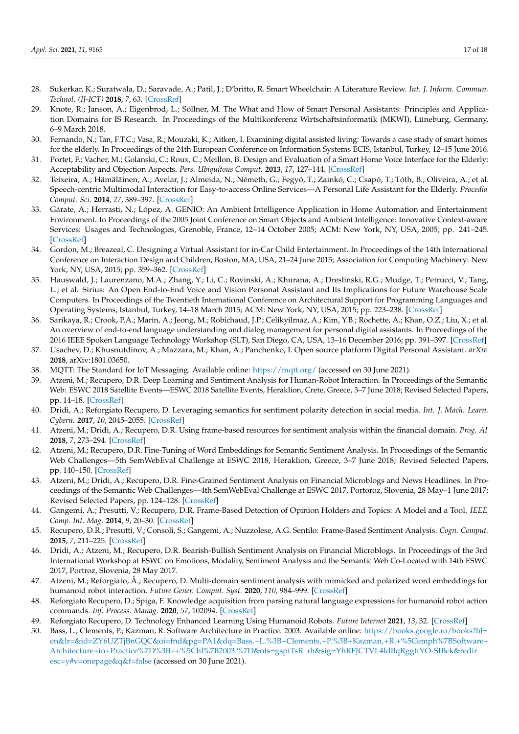28. Sukerkar, K.; Suratwala, D.; Saravade, A.; Patil, J.; D'britto, R. Smart Wheelchair: A Literature Review. *Int. J. Inform. Commun. Technol. (IJ-ICT)* **2018**, *7*, 63. [CrossRef]
29. Knote, R.; Janson, A.; Eigenbrod, L.; Söllner, M. The What and How of Smart Personal Assistants: Principles and Application Domains for IS Research. In Proceedings of the Multikonferenz Wirtschaftsinformatik (MKWI), Lüneburg, Germany, 6–9 March 2018.
30. Fernando, N.; Tan, F.T.C.; Vasa, R.; Mouzaki, K.; Aitken, I. Examining digital assisted living: Towards a case study of smart homes for the elderly. In Proceedings of the 24th European Conference on Information Systems ECIS, Istanbul, Turkey, 12–15 June 2016.
31. Portet, F.; Vacher, M.; Golanski, C.; Roux, C.; Meillon, B. Design and Evaluation of a Smart Home Voice Interface for the Elderly: Acceptability and Objection Aspects. *Pers. Ubiquitous Comput.* **2013**, *17*, 127–144. [CrossRef]
32. Teixeira, A.; Hämäläinen, A.; Avelar, J.; Almeida, N.; Németh, G.; Fegyó, T.; Zainkó, C.; Csapó, T.; Tóth, B.; Oliveira, A.; et al. Speech-centric Multimodal Interaction for Easy-to-access Online Services—A Personal Life Assistant for the Elderly. *Procedia Comput. Sci.* **2014**, *27*, 389–397. [CrossRef]
33. Gárate, A.; Herrasti, N.; López, A. GENIO: An Ambient Intelligence Application in Home Automation and Entertainment Environment. In Proceedings of the 2005 Joint Conference on Smart Objects and Ambient Intelligence: Innovative Context-aware Services: Usages and Technologies, Grenoble, France, 12–14 October 2005; ACM: New York, NY, USA, 2005; pp. 241–245. [CrossRef]
34. Gordon, M.; Breazeal, C. Designing a Virtual Assistant for in-Car Child Entertainment. In Proceedings of the 14th International Conference on Interaction Design and Children, Boston, MA, USA, 21–24 June 2015; Association for Computing Machinery: New York, NY, USA, 2015; pp. 359–362. [CrossRef]
35. Hauswald, J.; Laurenzano, M.A.; Zhang, Y.; Li, C.; Rovinski, A.; Khurana, A.; Dreslinski, R.G.; Mudge, T.; Petrucci, V.; Tang, L.; et al. Sirius: An Open End-to-End Voice and Vision Personal Assistant and Its Implications for Future Warehouse Scale Computers. In Proceedings of the Twentieth International Conference on Architectural Support for Programming Languages and Operating Systems, Istanbul, Turkey, 14–18 March 2015; ACM: New York, NY, USA, 2015; pp. 223–238. [CrossRef]
36. Sarikaya, R.; Crook, P.A.; Marin, A.; Jeong, M.; Robichaud, J.P.; Celikyilmaz, A.; Kim, Y.B.; Rochette, A.; Khan, O.Z.; Liu, X.; et al. An overview of end-to-end language understanding and dialog management for personal digital assistants. In Proceedings of the 2016 IEEE Spoken Language Technology Workshop (SLT), San Diego, CA, USA, 13–16 December 2016; pp. 391–397. [CrossRef]
37. Usachev, D.; Khusnutdinov, A.; Mazzara, M.; Khan, A.; Panchenko, I. Open source platform Digital Personal Assistant. *arXiv* **2018**, arXiv:1801.03650.
38. MQTT: The Standard for IoT Messaging. Available online: https://mqtt.org/ (accessed on 30 June 2021).
39. Atzeni, M.; Recupero, D.R. Deep Learning and Sentiment Analysis for Human-Robot Interaction. In Proceedings of the Semantic Web: ESWC 2018 Satellite Events—ESWC 2018 Satellite Events, Heraklion, Crete, Greece, 3–7 June 2018; Revised Selected Papers, pp. 14–18. [CrossRef]
40. Dridi, A.; Reforgiato Recupero, D. Leveraging semantics for sentiment polarity detection in social media. *Int. J. Mach. Learn. Cybern.* **2017**, *10*, 2045–2055. [CrossRef]
41. Atzeni, M.; Dridi, A.; Recupero, D.R. Using frame-based resources for sentiment analysis within the financial domain. *Prog. AI* **2018**, *7*, 273–294. [CrossRef]
42. Atzeni, M.; Recupero, D.R. Fine-Tuning of Word Embeddings for Semantic Sentiment Analysis. In Proceedings of the Semantic Web Challenges—5th SemWebEval Challenge at ESWC 2018, Heraklion, Greece, 3–7 June 2018; Revised Selected Papers, pp. 140–150. [CrossRef]
43. Atzeni, M.; Dridi, A.; Recupero, D.R. Fine-Grained Sentiment Analysis on Financial Microblogs and News Headlines. In Proceedings of the Semantic Web Challenges—4th SemWebEval Challenge at ESWC 2017, Portoroz, Slovenia, 28 May–1 June 2017; Revised Selected Papers, pp. 124–128. [CrossRef]
44. Gangemi, A.; Presutti, V.; Recupero, D.R. Frame-Based Detection of Opinion Holders and Topics: A Model and a Tool. *IEEE Comp. Int. Mag.* **2014**, *9*, 20–30. [CrossRef]
45. Recupero, D.R.; Presutti, V.; Consoli, S.; Gangemi, A.; Nuzzolese, A.G. Sentilo: Frame-Based Sentiment Analysis. *Cogn. Comput.* **2015**, *7*, 211–225. [CrossRef]
46. Dridi, A.; Atzeni, M.; Recupero, D.R. Bearish-Bullish Sentiment Analysis on Financial Microblogs. In Proceedings of the 3rd International Workshop at ESWC on Emotions, Modality, Sentiment Analysis and the Semantic Web Co-Located with 14th ESWC 2017, Portroz, Slovenia, 28 May 2017.
47. Atzeni, M.; Reforgiato, Â.; Recupero, D. Multi-domain sentiment analysis with mimicked and polarized word embeddings for humanoid robot interaction. *Future Gener. Comput. Syst.* **2020**, *110*, 984–999. [CrossRef]
48. Reforgiato Recupero, D.; Spiga, F. Knowledge acquisition from parsing natural language expressions for humanoid robot action commands. *Inf. Process. Manag.* **2020**, *57*, 102094. [CrossRef]
49. Reforgiato Recupero, D. Technology Enhanced Learning Using Humanoid Robots. *Future Internet* **2021**, *13*, 32. [CrossRef]
50. Bass, L.; Clements, P.; Kazman, R. Software Architecture in Practice. 2003. Available online: https://books.google.ro/books?hl=en&lr=&id=ZY6UZTjBnGQC&oi=fnd&pg=PA1&dq=Bass,+L.%3B+Clements,+P.%3B+Kazman,+R.+%5Cemph%7BSoftware+Architecture+in+Practice%7D%3B++%5Chl%7B2003.%7D&ots=gsptTsR_rh&sig=YhRFJCTVL4ldBqRggttYO-SIBck&redir_esc=y#v=onepage&q&f=false (accessed on 30 June 2021).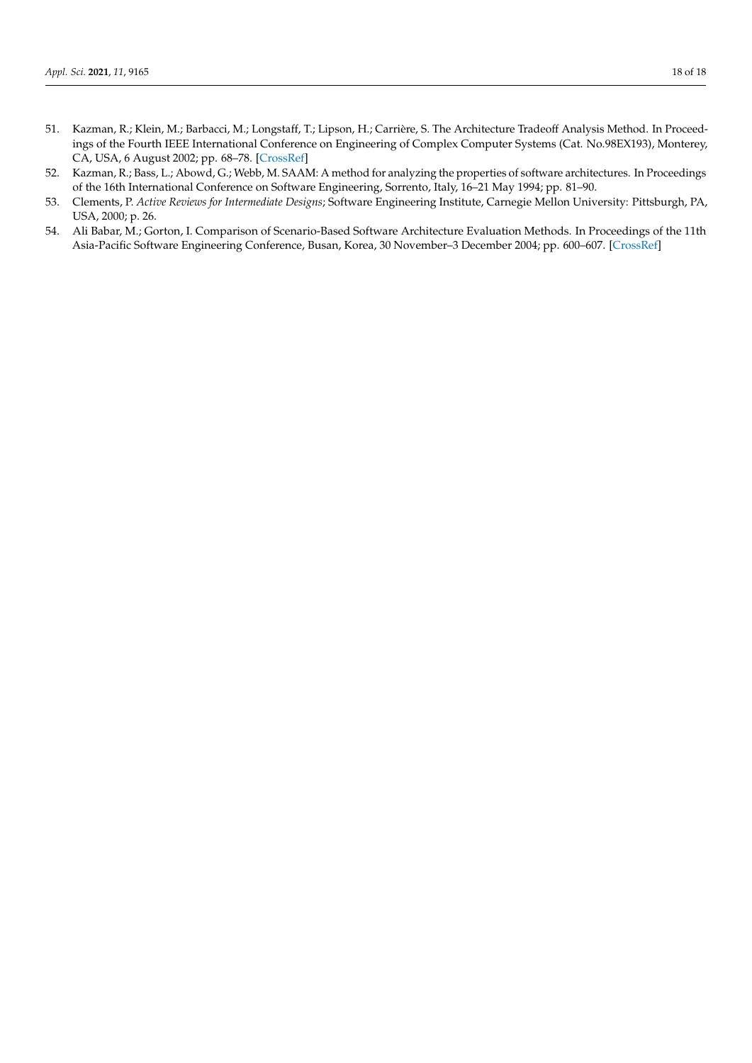51. Kazman, R.; Klein, M.; Barbacci, M.; Longstaff, T.; Lipson, H.; Carrière, S. The Architecture Tradeoff Analysis Method. In Proceedings of the Fourth IEEE International Conference on Engineering of Complex Computer Systems (Cat. No.98EX193), Monterey, CA, USA, 6 August 2002; pp. 68–78. [CrossRef]
52. Kazman, R.; Bass, L.; Abowd, G.; Webb, M. SAAM: A method for analyzing the properties of software architectures. In Proceedings of the 16th International Conference on Software Engineering, Sorrento, Italy, 16–21 May 1994; pp. 81–90.
53. Clements, P. *Active Reviews for Intermediate Designs*; Software Engineering Institute, Carnegie Mellon University: Pittsburgh, PA, USA, 2000; p. 26.
54. Ali Babar, M.; Gorton, I. Comparison of Scenario-Based Software Architecture Evaluation Methods. In Proceedings of the 11th Asia-Pacific Software Engineering Conference, Busan, Korea, 30 November–3 December 2004; pp. 600–607. [CrossRef]